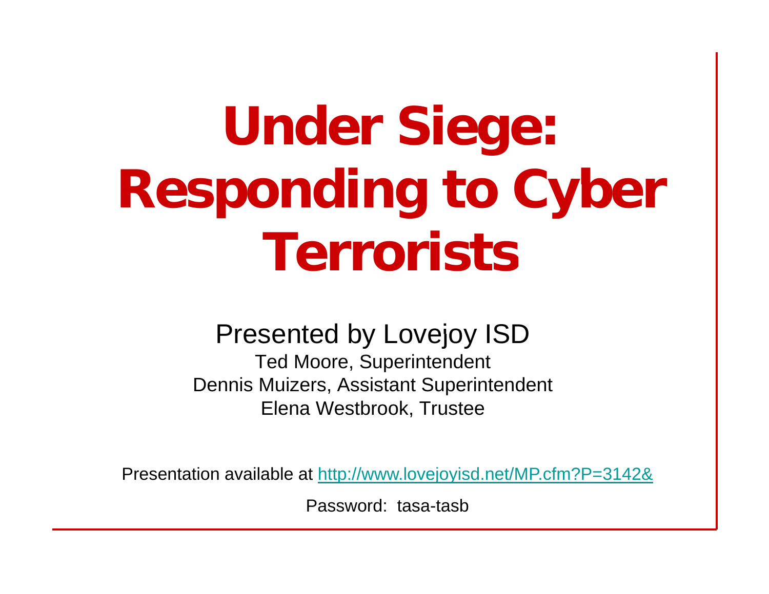# Under Siege: Responding to Cyber Terrorists

Presented by Lovejoy ISD

Ted Moore, Superintendent

Dennis Muizers, Assistant Superintendent

Elena Westbrook, Trustee

Presentation available at http://www.lovejoyisd.net/MP.cfm?P=3142&

Password: tasa-tasb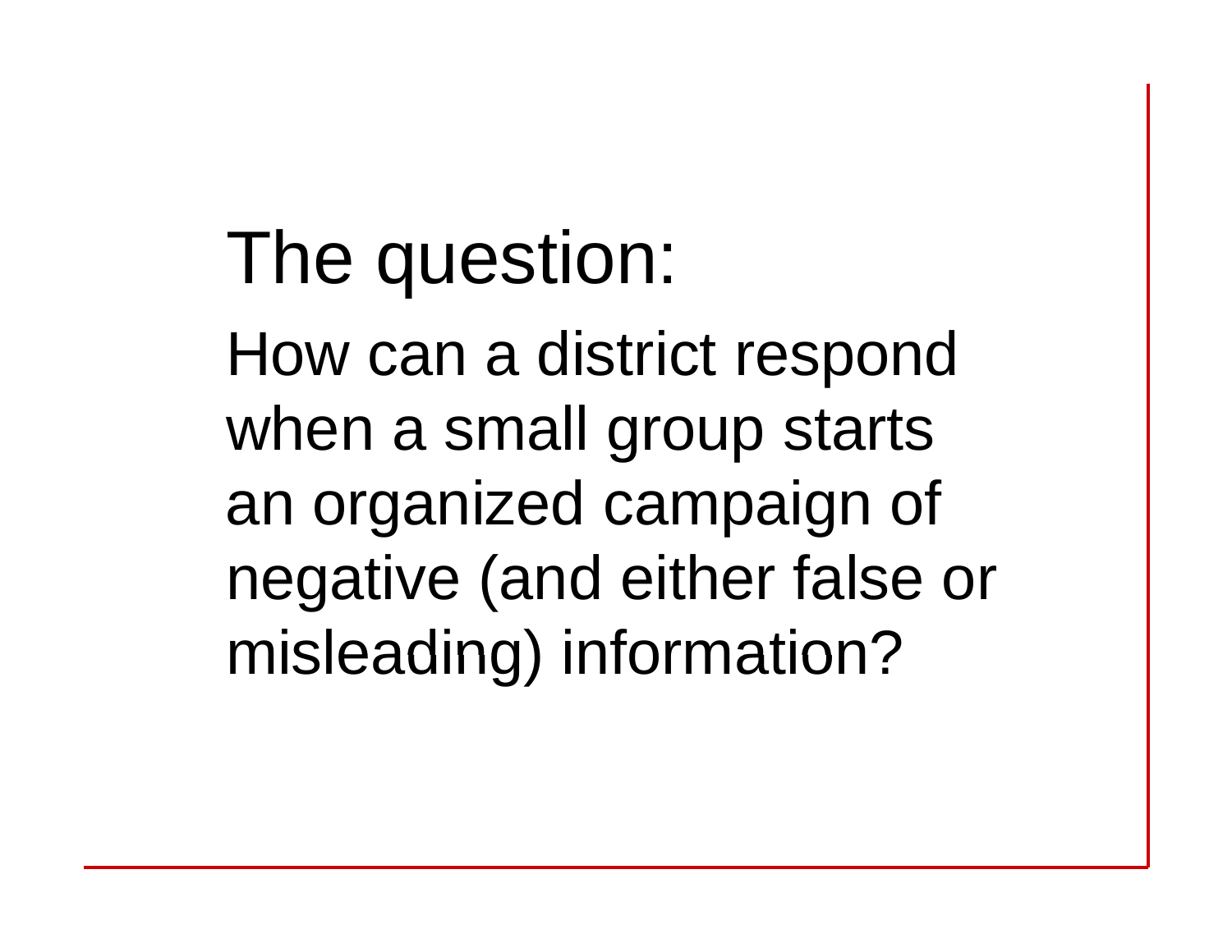# The question:

How can a district respond when a small group starts an organized campaign of negative (and either false or misleading) information?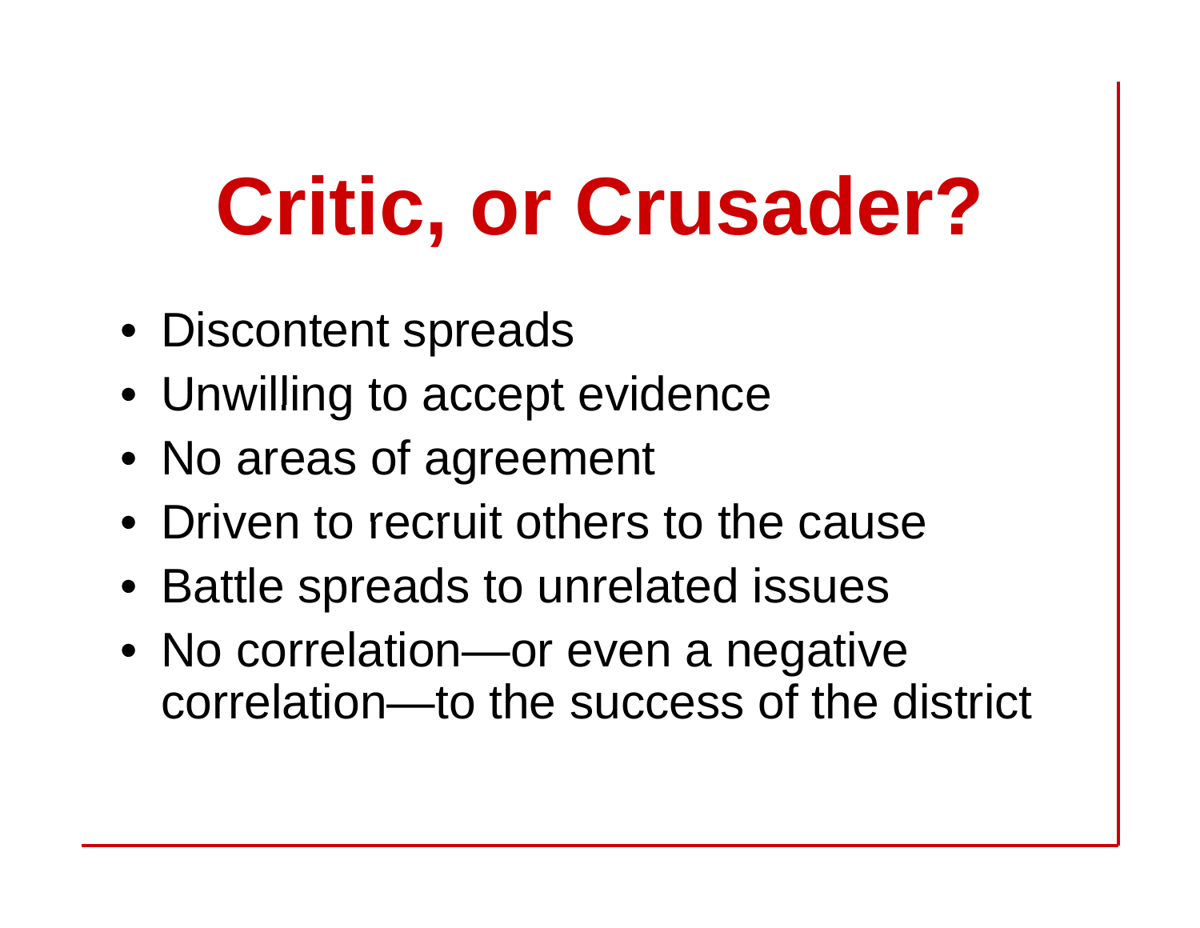# Critic, or Crusader?

- Discontent spreads
- Unwilling to accept evidence
- No areas of agreement
- Driven to recruit others to the cause
- Battle spreads to unrelated issues
- No correlation—or even a negative correlation—to the success of the district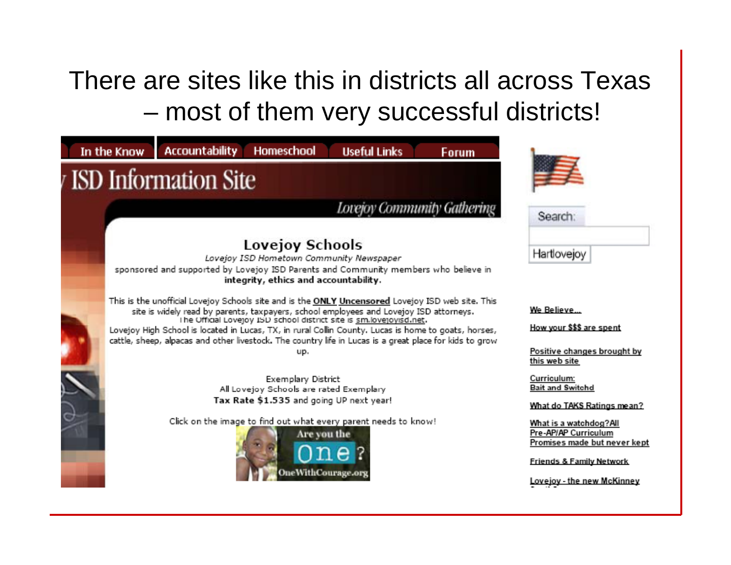# There are sites like this in districts all across Texas – most of them very successful districts!

In the Know | Accountability | Homeschool | Useful Links | Forum

ISD Information Site

*Lovejoy Community Gathering*

## Lovejoy Schools

*Lovejoy ISD Hometown Community Newspaper*

sponsored and supported by Lovejoy ISD Parents and Community members who believe in **integrity, ethics and accountability.**

This is the unofficial Lovejoy Schools site and is the **ONLY** **Uncensored** Lovejoy ISD web site. This site is widely read by parents, taxpayers, school employees and Lovejoy ISD attorneys. The Official Lovejoy ISD school district site is sm.lovejoyisd.net.

Lovejoy High School is located in Lucas, TX, in rural Collin County. Lucas is home to goats, horses, cattle, sheep, alpacas and other livestock. The country life in Lucas is a great place for kids to grow up.

Exemplary District
All Lovejoy Schools are rated Exemplary
**Tax Rate $1.535** and going UP next year!

Click on the image to find out what every parent needs to know!

Are you the One? OneWithCourage.org

Search:

Hartlovejoy

- We Believe...
- How your $$$ are spent
- Positive changes brought by this web site
- Curriculum: Bait and Switchd
- What do TAKS Ratings mean?
- What is a watchdog?All Pre-AP/AP Curriculum Promises made but never kept
- Friends & Family Network
- Lovejoy - the new McKinney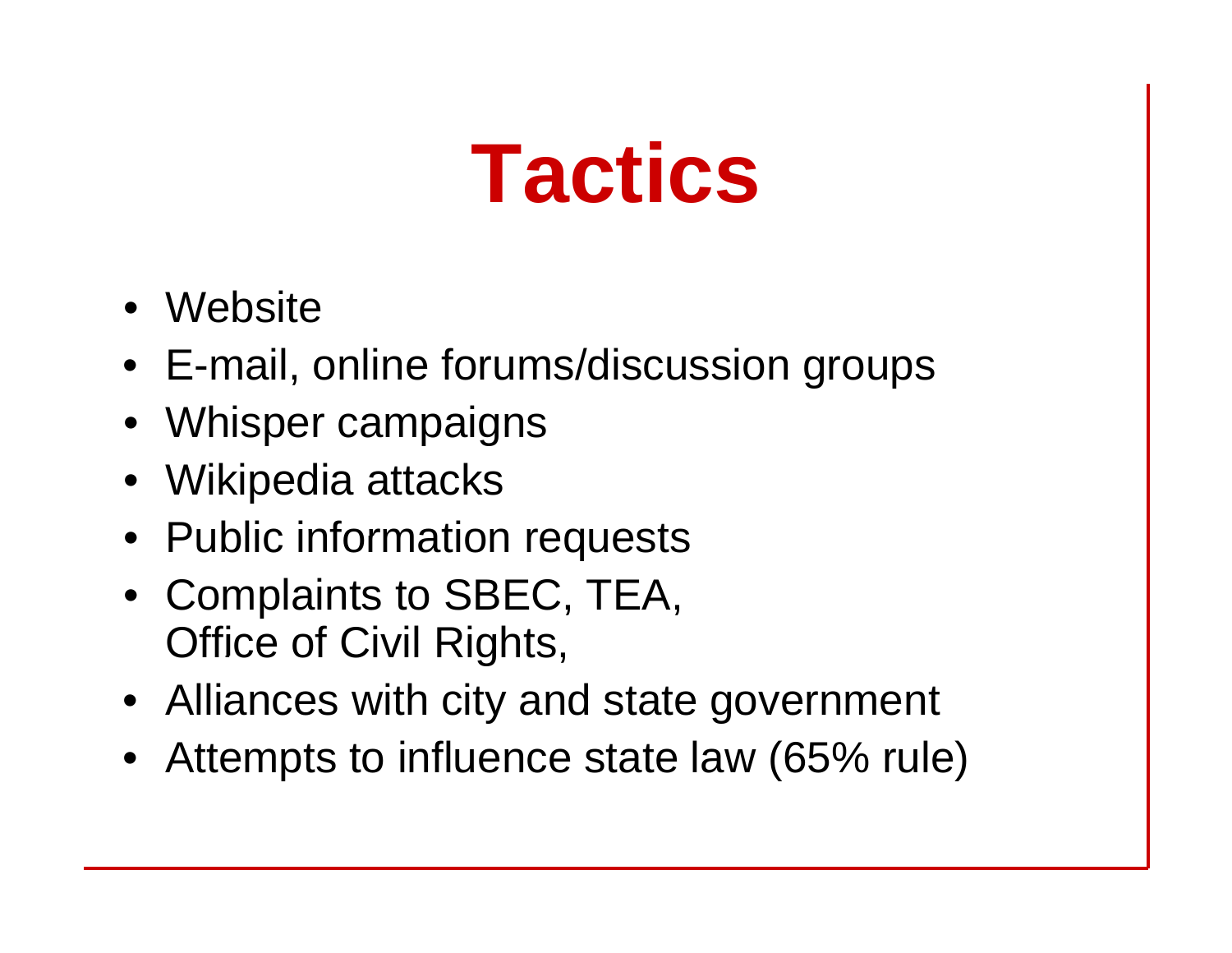# Tactics

- Website
- E-mail, online forums/discussion groups
- Whisper campaigns
- Wikipedia attacks
- Public information requests
- Complaints to SBEC, TEA, Office of Civil Rights,
- Alliances with city and state government
- Attempts to influence state law (65% rule)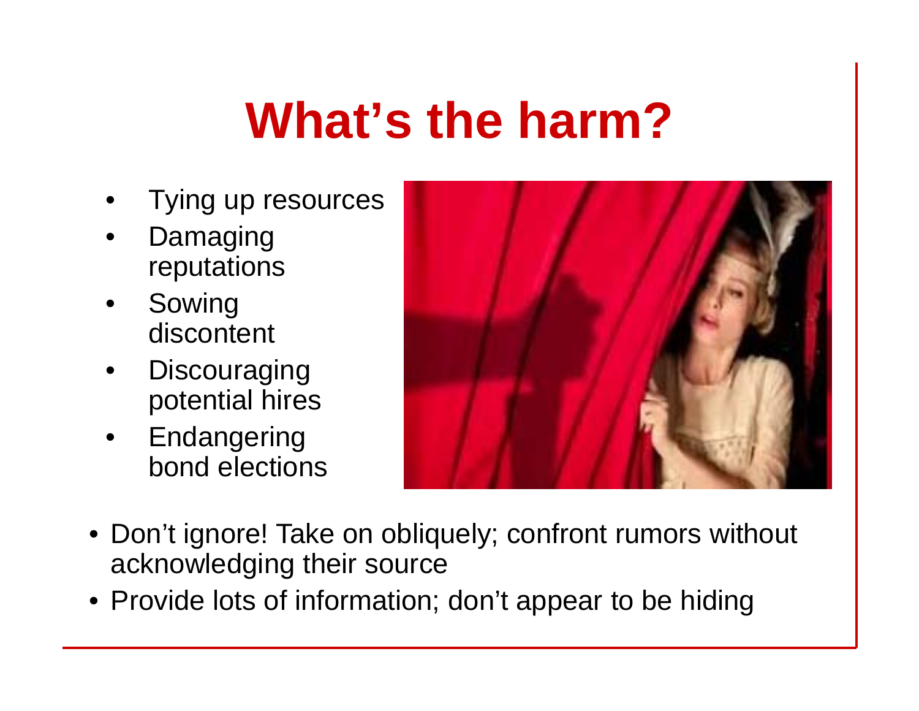# What's the harm?

- Tying up resources
- Damaging reputations
- Sowing discontent
- Discouraging potential hires
- Endangering bond elections

- Don't ignore! Take on obliquely; confront rumors without acknowledging their source
- Provide lots of information; don't appear to be hiding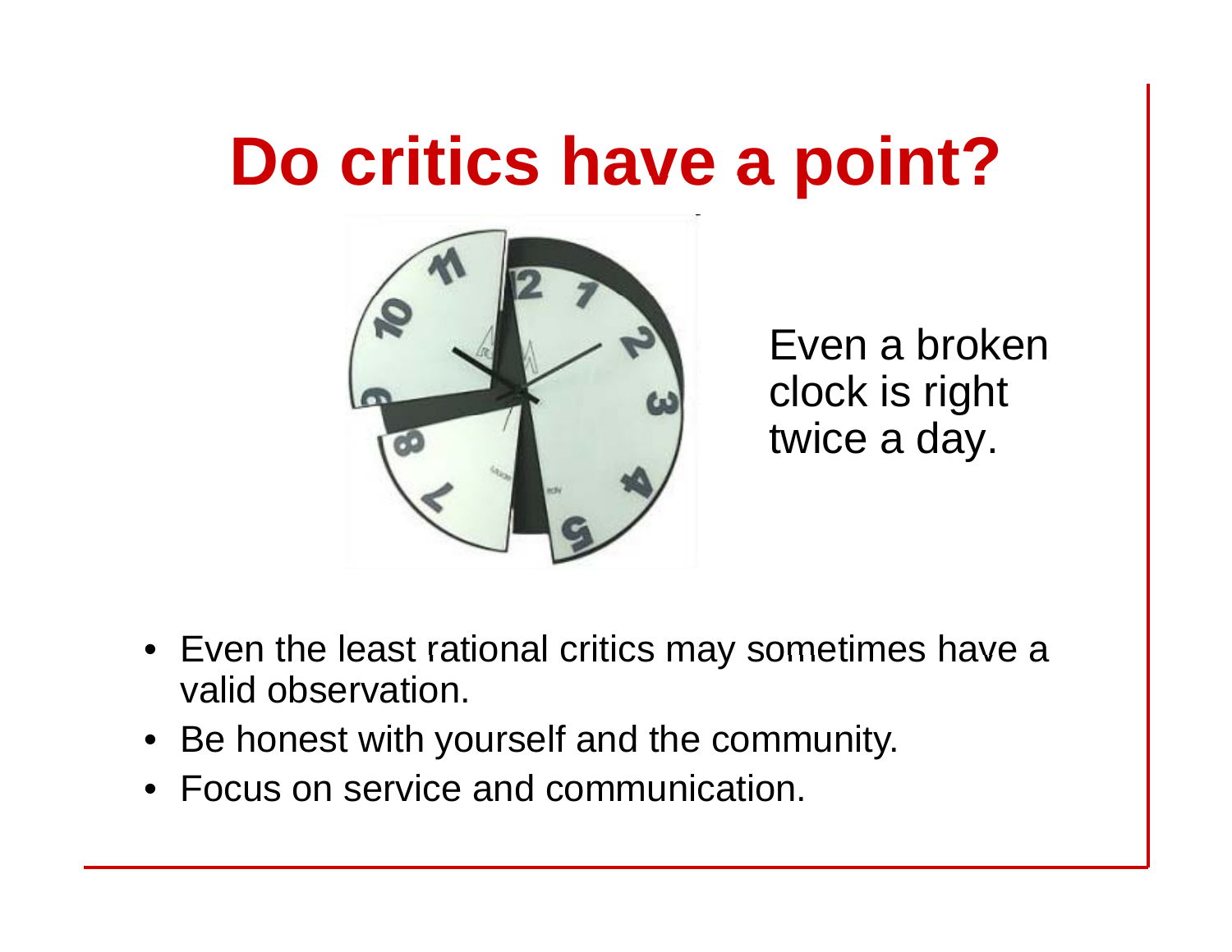# Do critics have a point?

Even a broken clock is right twice a day.

- Even the least rational critics may sometimes have a valid observation.
- Be honest with yourself and the community.
- Focus on service and communication.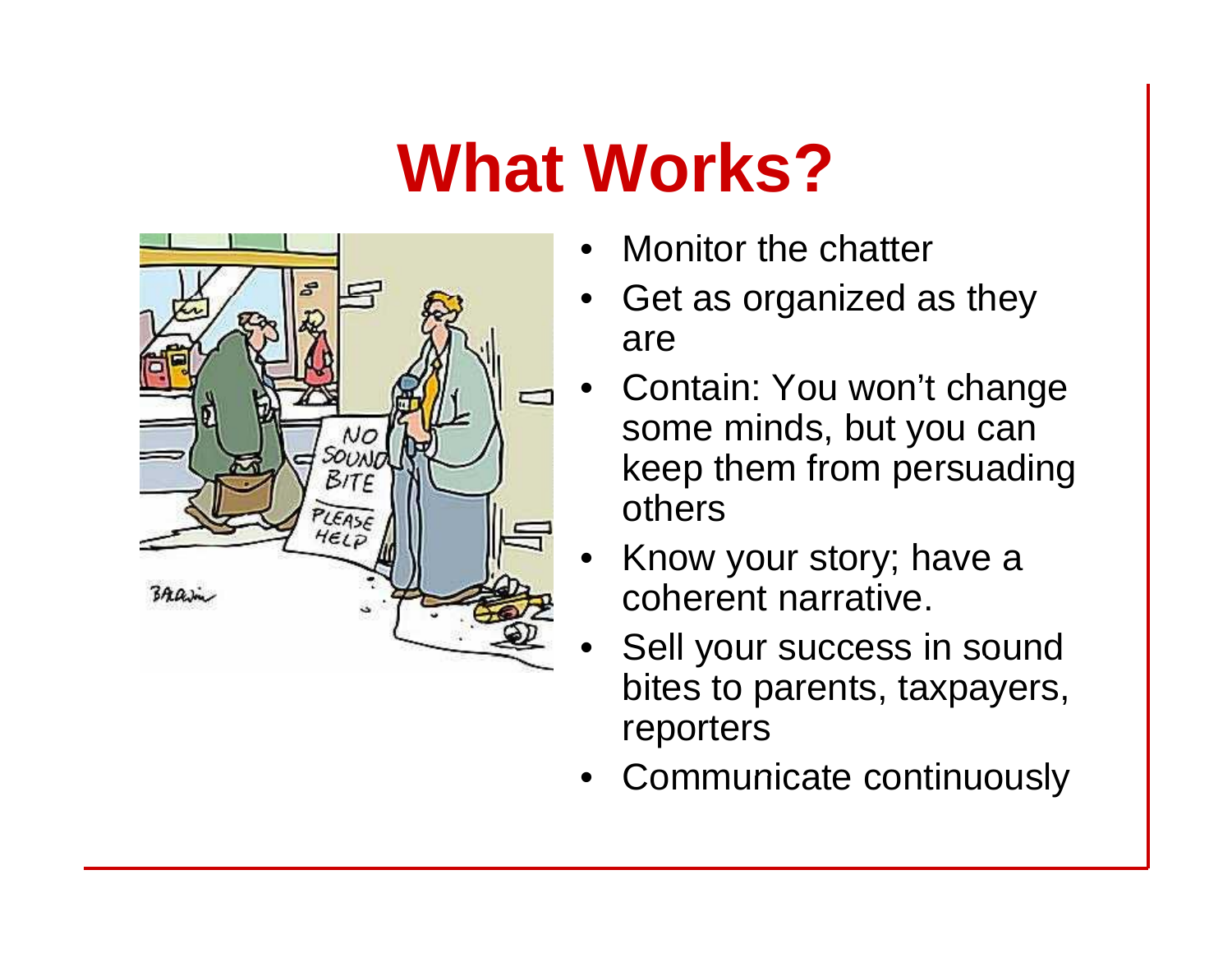# What Works?

- Monitor the chatter
- Get as organized as they are
- Contain: You won't change some minds, but you can keep them from persuading others
- Know your story; have a coherent narrative.
- Sell your success in sound bites to parents, taxpayers, reporters
- Communicate continuously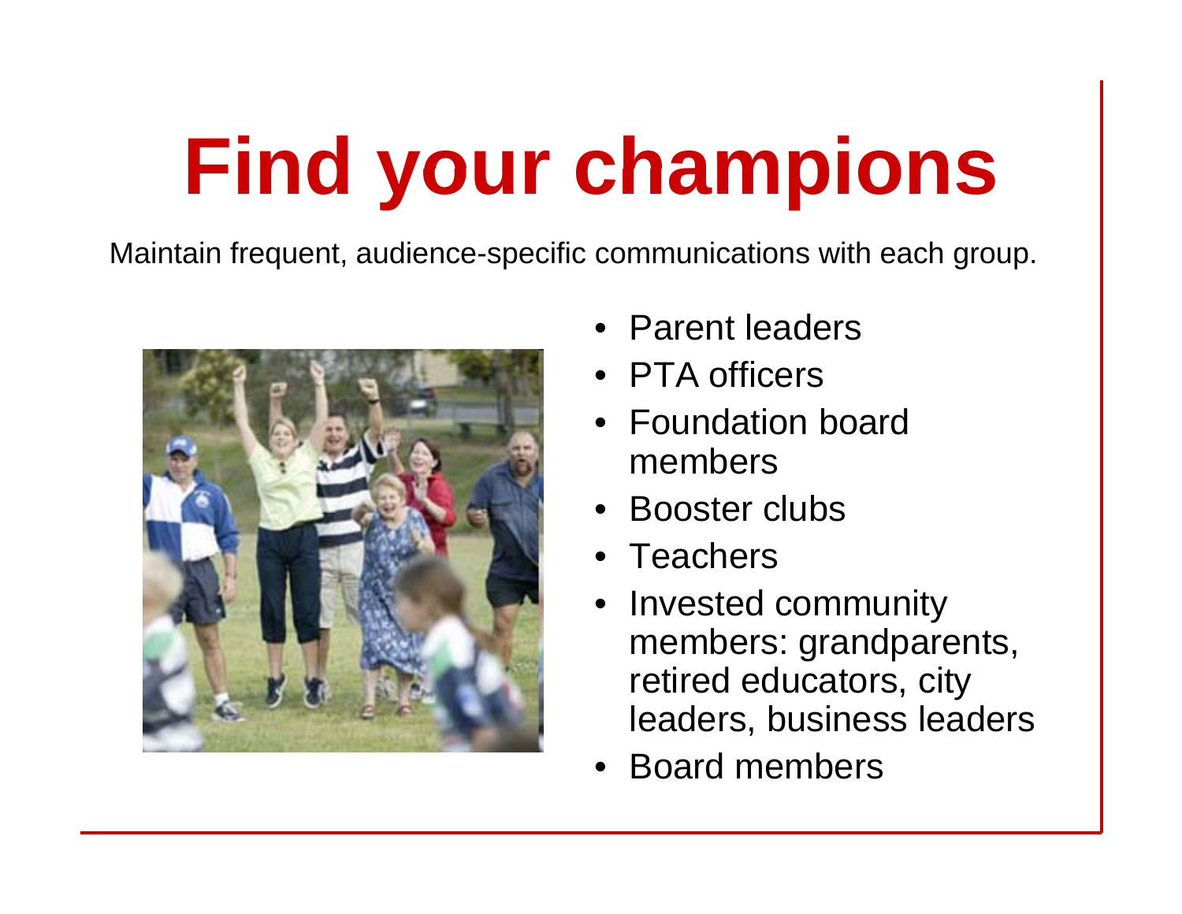# Find your champions

Maintain frequent, audience-specific communications with each group.

- Parent leaders
- PTA officers
- Foundation board members
- Booster clubs
- Teachers
- Invested community members: grandparents, retired educators, city leaders, business leaders
- Board members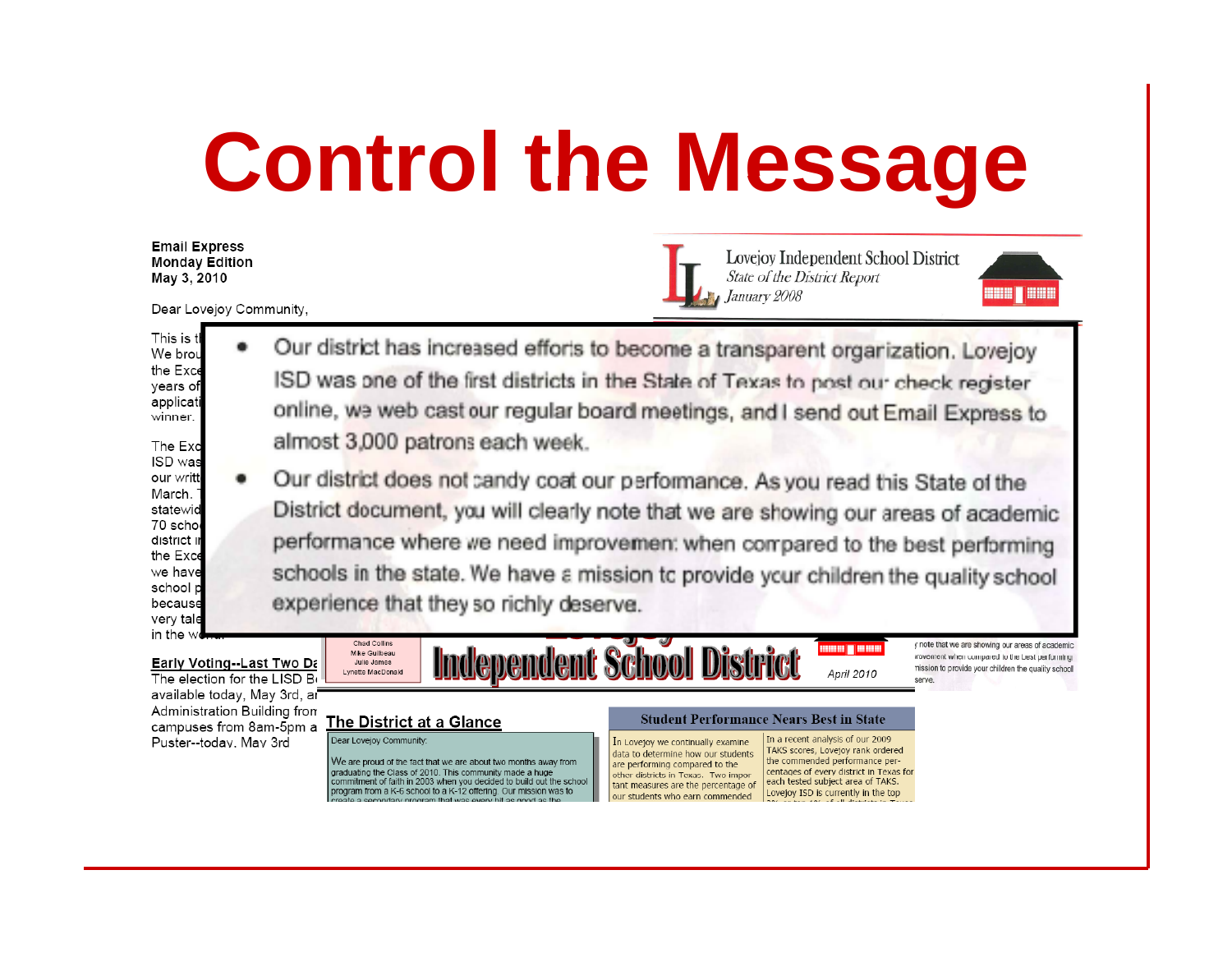# Control the Message

**Email Express**
**Monday Edition**
**May 3, 2010**

Dear Lovejoy Community,

Lovejoy Independent School District
*State of the District Report*
*January 2008*

- Our district has increased efforts to become a transparent organization. Lovejoy ISD was one of the first districts in the State of Texas to post our check register online, we web cast our regular board meetings, and I send out Email Express to almost 3,000 patrons each week.
- Our district does not candy coat our performance. As you read this State of the District document, you will clearly note that we are showing our areas of academic performance where we need improvement when compared to the best performing schools in the state. We have a mission to provide your children the quality school experience that they so richly deserve.

**Early Voting--Last Two Da**

The election for the LISD B available today, May 3rd, a Administration Building from campuses from 8am-5pm a Puster--today, May 3rd

Independent School District

April 2010

**The District at a Glance**

Dear Lovejoy Community:

We are proud of the fact that we are about two months away from graduating the Class of 2010. This community made a huge commitment of faith in 2003 when you decided to build out the school program from a K-6 school to a K-12 offering. Our mission was to

**Student Performance Nears Best in State**

In Lovejoy we continually examine data to determine how our students are performing compared to the other districts in Texas. Two important measures are the percentage of our students who earn commended

In a recent analysis of our 2009 TAKS scores, Lovejoy rank ordered the commended performance percentages of every district in Texas for each tested subject area of TAKS. Lovejoy ISD is currently in the top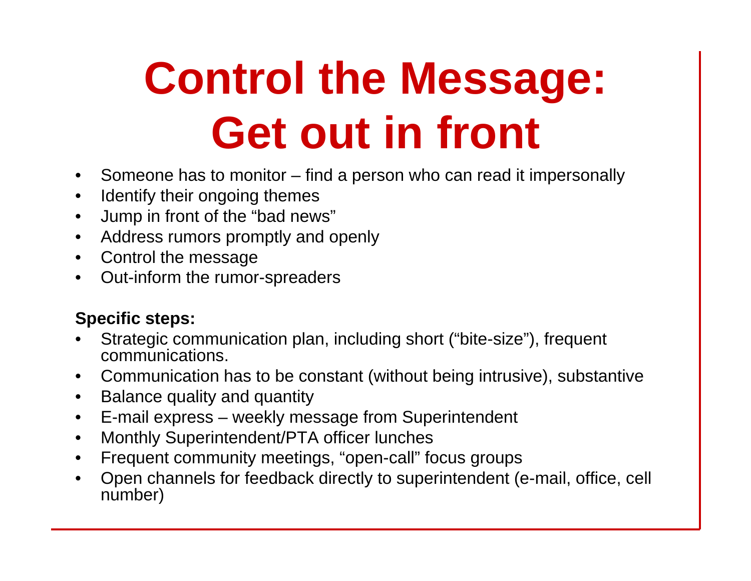# Control the Message: Get out in front

- Someone has to monitor – find a person who can read it impersonally
- Identify their ongoing themes
- Jump in front of the "bad news"
- Address rumors promptly and openly
- Control the message
- Out-inform the rumor-spreaders

**Specific steps:**

- Strategic communication plan, including short ("bite-size"), frequent communications.
- Communication has to be constant (without being intrusive), substantive
- Balance quality and quantity
- E-mail express – weekly message from Superintendent
- Monthly Superintendent/PTA officer lunches
- Frequent community meetings, "open-call" focus groups
- Open channels for feedback directly to superintendent (e-mail, office, cell number)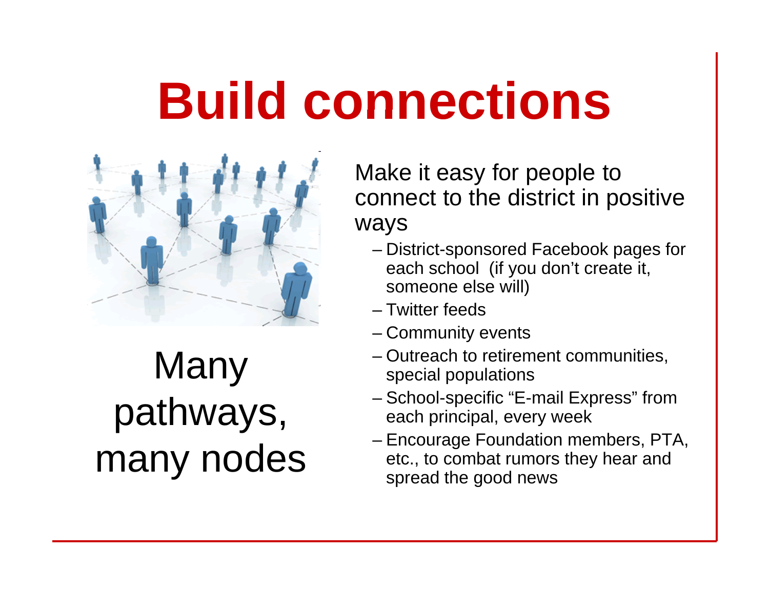# Build connections

Many pathways, many nodes

Make it easy for people to connect to the district in positive ways

- District-sponsored Facebook pages for each school (if you don't create it, someone else will)
- Twitter feeds
- Community events
- Outreach to retirement communities, special populations
- School-specific "E-mail Express" from each principal, every week
- Encourage Foundation members, PTA, etc., to combat rumors they hear and spread the good news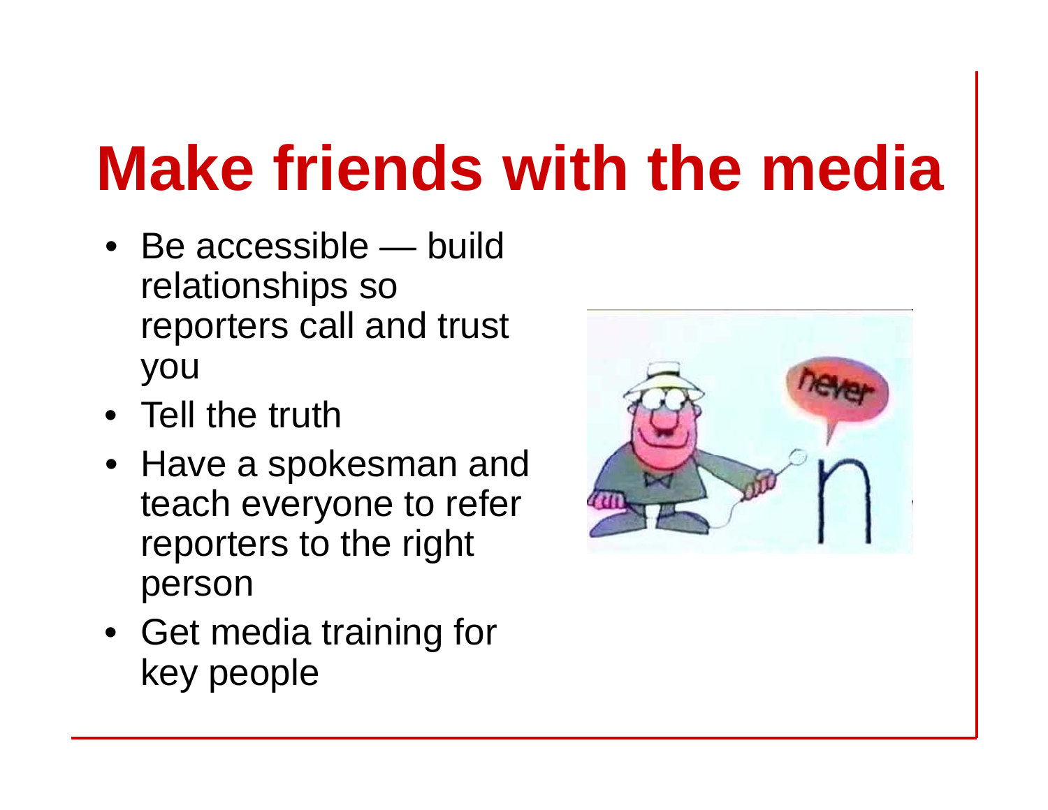# Make friends with the media

- Be accessible — build relationships so reporters call and trust you
- Tell the truth
- Have a spokesman and teach everyone to refer reporters to the right person
- Get media training for key people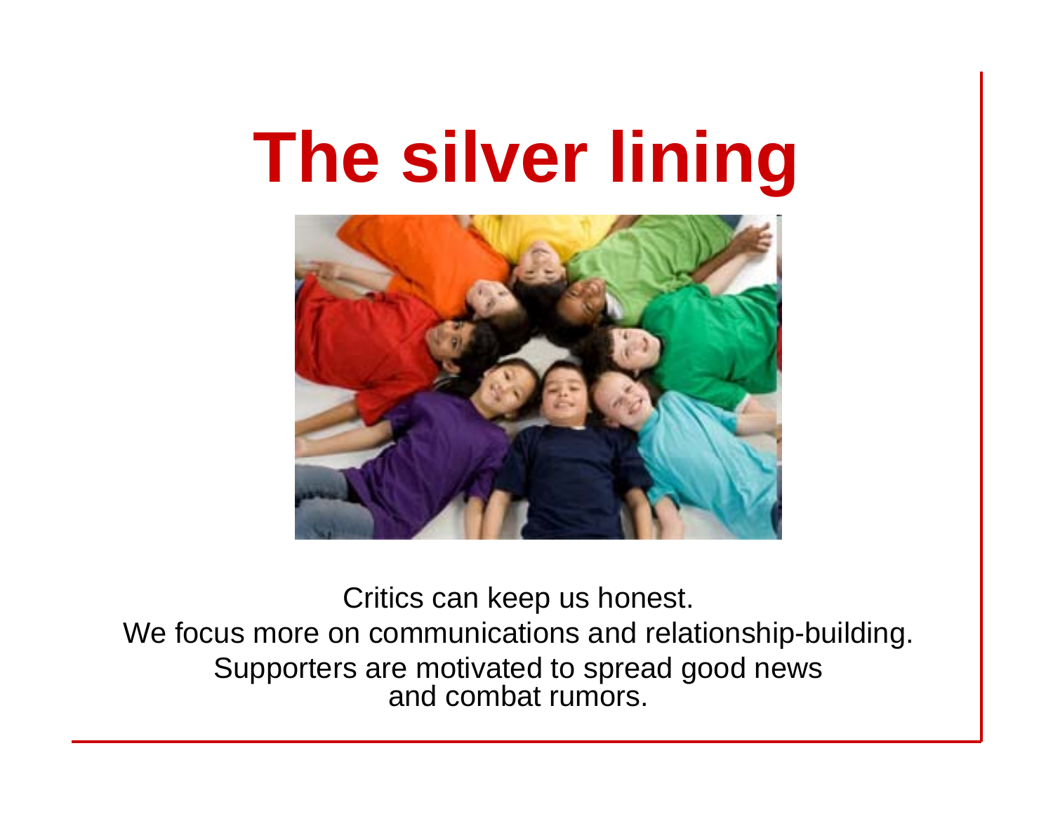# The silver lining

Critics can keep us honest.

We focus more on communications and relationship-building.

Supporters are motivated to spread good news and combat rumors.